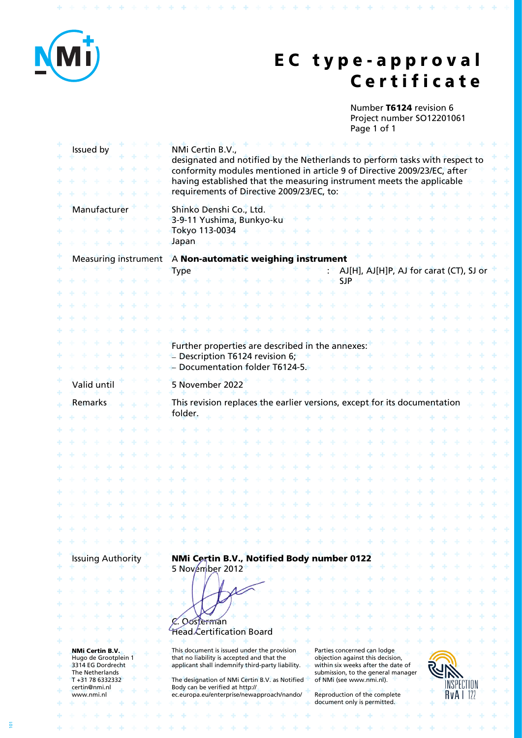# EC type-approval Certificate

Number **T6124** revision 6
Project number SO12201061

| | |
|---|---|
| Issued by | NMi Certin B.V., designated and notified by the Netherlands to perform tasks with respect to conformity modules mentioned in article 9 of Directive 2009/23/EC, after having established that the measuring instrument meets the applicable requirements of Directive 2009/23/EC, to: |
| Manufacturer | Shinko Denshi Co., Ltd.<br>3-9-11 Yushima, Bunkyo-ku<br>Tokyo 113-0034<br>Japan |
| Measuring instrument | A **Non-automatic weighing instrument**<br>Type : AJ[H], AJ[H]P, AJ for carat (CT), SJ or SJP<br><br>Further properties are described in the annexes:<br>– Description T6124 revision 6;<br>– Documentation folder T6124-5. |
| Valid until | 5 November 2022 |
| Remarks | This revision replaces the earlier versions, except for its documentation folder. |

| | |
|---|---|
| Issuing Authority | **NMi Certin B.V., Notified Body number 0122**<br>5 November 2012<br><br>C. Oosterman<br>Head Certification Board |

**NMi Certin B.V.**
Hugo de Grootplein 1
3314 EG Dordrecht
The Netherlands
T +31 78 6332332
certin@nmi.nl
www.nmi.nl

This document is issued under the provision that no liability is accepted and that the applicant shall indemnify third-party liability.

The designation of NMi Certin B.V. as Notified Body can be verified at http://ec.europa.eu/enterprise/newapproach/nando/

Parties concerned can lodge objection against this decision, within six weeks after the date of submission, to the general manager of NMi (see www.nmi.nl).

Reproduction of the complete document only is permitted.

INSPECTION RvA I 122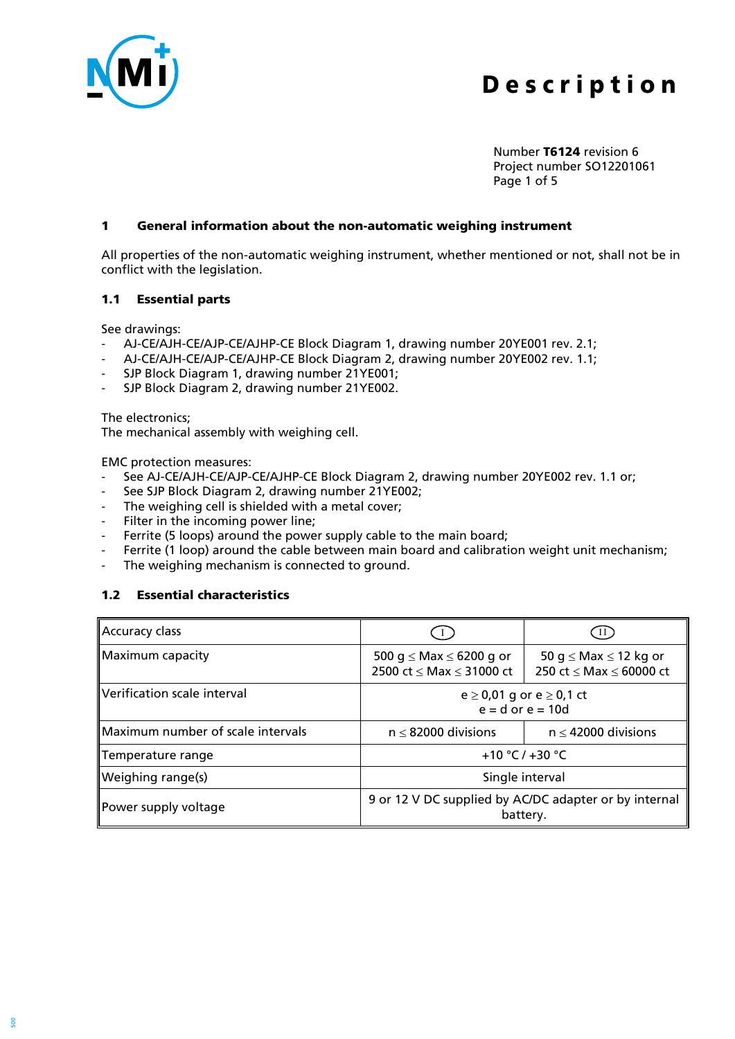# Description

Number **T6124** revision 6
Project number SO12201061

## 1 General information about the non-automatic weighing instrument

All properties of the non-automatic weighing instrument, whether mentioned or not, shall not be in conflict with the legislation.

### 1.1 Essential parts

See drawings:
- AJ-CE/AJH-CE/AJP-CE/AJHP-CE Block Diagram 1, drawing number 20YE001 rev. 2.1;
- AJ-CE/AJH-CE/AJP-CE/AJHP-CE Block Diagram 2, drawing number 20YE002 rev. 1.1;
- SJP Block Diagram 1, drawing number 21YE001;
- SJP Block Diagram 2, drawing number 21YE002.

The electronics;
The mechanical assembly with weighing cell.

EMC protection measures:
- See AJ-CE/AJH-CE/AJP-CE/AJHP-CE Block Diagram 2, drawing number 20YE002 rev. 1.1 or;
- See SJP Block Diagram 2, drawing number 21YE002;
- The weighing cell is shielded with a metal cover;
- Filter in the incoming power line;
- Ferrite (5 loops) around the power supply cable to the main board;
- Ferrite (1 loop) around the cable between main board and calibration weight unit mechanism;
- The weighing mechanism is connected to ground.

### 1.2 Essential characteristics

| Accuracy class | (I) | (II) |
|---|---|---|
| Maximum capacity | 500 g ≤ Max ≤ 6200 g or 2500 ct ≤ Max ≤ 31000 ct | 50 g ≤ Max ≤ 12 kg or 250 ct ≤ Max ≤ 60000 ct |
| Verification scale interval | e ≥ 0,01 g or e ≥ 0,1 ct e = d or e = 10d | |
| Maximum number of scale intervals | n ≤ 82000 divisions | n ≤ 42000 divisions |
| Temperature range | +10 °C / +30 °C | |
| Weighing range(s) | Single interval | |
| Power supply voltage | 9 or 12 V DC supplied by AC/DC adapter or by internal battery. | |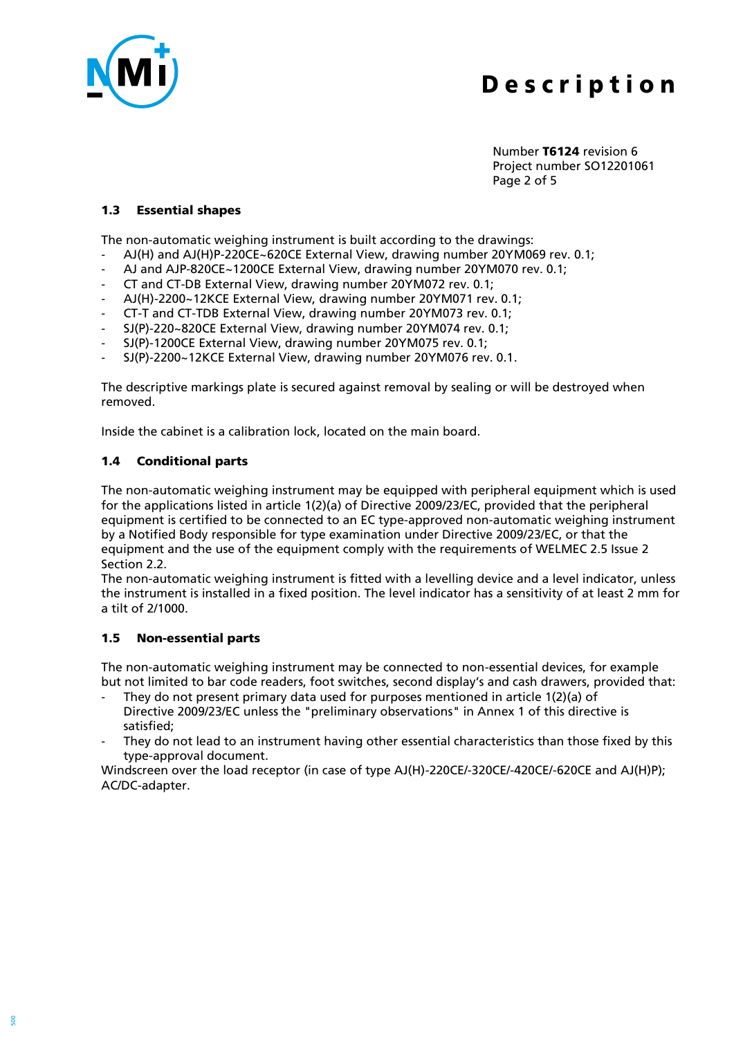### 1.3 Essential shapes

The non-automatic weighing instrument is built according to the drawings:

- AJ(H) and AJ(H)P-220CE~620CE External View, drawing number 20YM069 rev. 0.1;
- AJ and AJP-820CE~1200CE External View, drawing number 20YM070 rev. 0.1;
- CT and CT-DB External View, drawing number 20YM072 rev. 0.1;
- AJ(H)-2200~12KCE External View, drawing number 20YM071 rev. 0.1;
- CT-T and CT-TDB External View, drawing number 20YM073 rev. 0.1;
- SJ(P)-220~820CE External View, drawing number 20YM074 rev. 0.1;
- SJ(P)-1200CE External View, drawing number 20YM075 rev. 0.1;
- SJ(P)-2200~12KCE External View, drawing number 20YM076 rev. 0.1.

The descriptive markings plate is secured against removal by sealing or will be destroyed when removed.

Inside the cabinet is a calibration lock, located on the main board.

### 1.4 Conditional parts

The non-automatic weighing instrument may be equipped with peripheral equipment which is used for the applications listed in article 1(2)(a) of Directive 2009/23/EC, provided that the peripheral equipment is certified to be connected to an EC type-approved non-automatic weighing instrument by a Notified Body responsible for type examination under Directive 2009/23/EC, or that the equipment and the use of the equipment comply with the requirements of WELMEC 2.5 Issue 2 Section 2.2.
The non-automatic weighing instrument is fitted with a levelling device and a level indicator, unless the instrument is installed in a fixed position. The level indicator has a sensitivity of at least 2 mm for a tilt of 2/1000.

### 1.5 Non-essential parts

The non-automatic weighing instrument may be connected to non-essential devices, for example but not limited to bar code readers, foot switches, second display's and cash drawers, provided that:

- They do not present primary data used for purposes mentioned in article 1(2)(a) of Directive 2009/23/EC unless the "preliminary observations" in Annex 1 of this directive is satisfied;
- They do not lead to an instrument having other essential characteristics than those fixed by this type-approval document.

Windscreen over the load receptor (in case of type AJ(H)-220CE/-320CE/-420CE/-620CE and AJ(H)P);
AC/DC-adapter.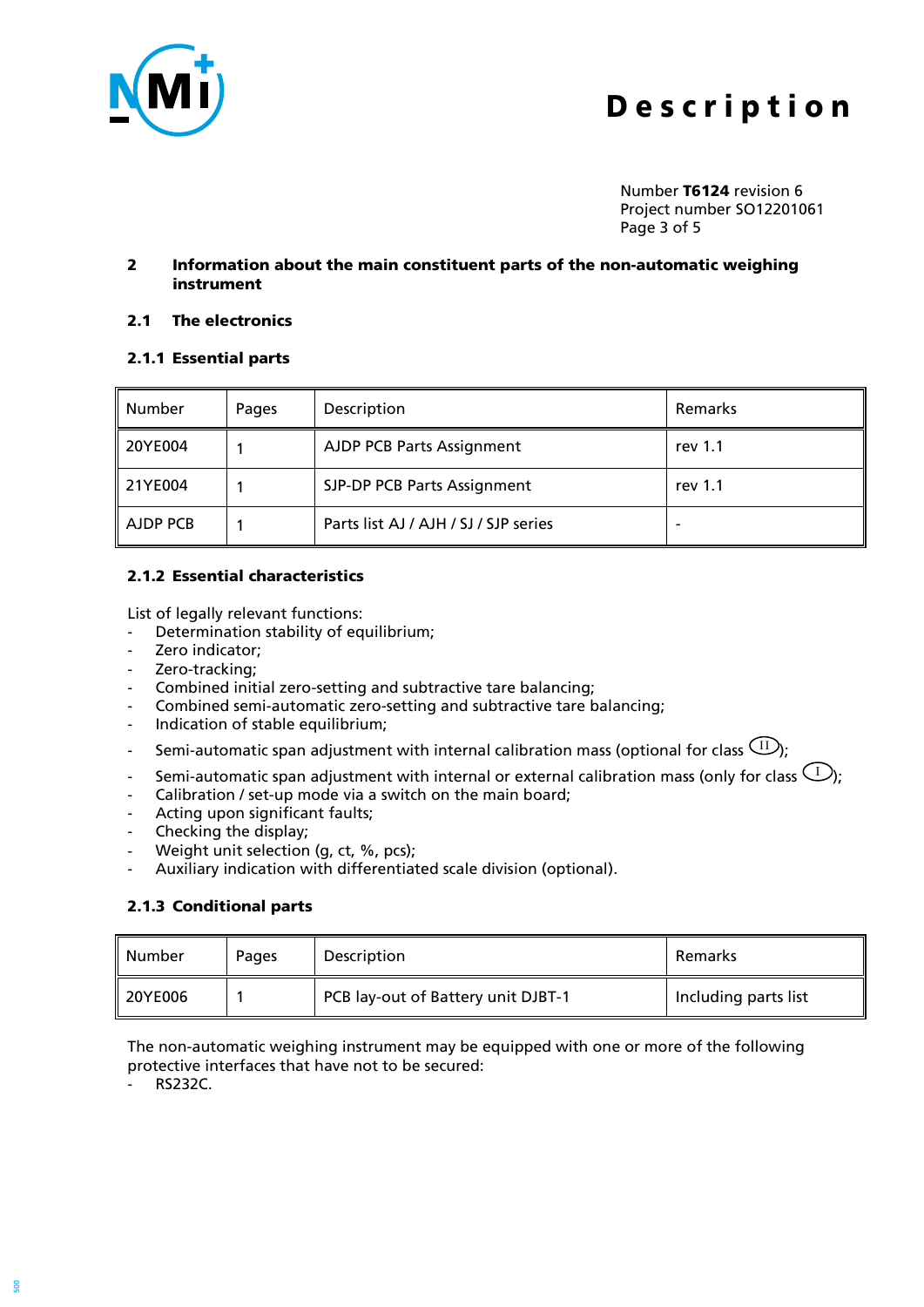## 2 Information about the main constituent parts of the non-automatic weighing instrument

### 2.1 The electronics

#### 2.1.1 Essential parts

| Number | Pages | Description | Remarks |
|---|---|---|---|
| 20YE004 | 1 | AJDP PCB Parts Assignment | rev 1.1 |
| 21YE004 | 1 | SJP-DP PCB Parts Assignment | rev 1.1 |
| AJDP PCB | 1 | Parts list AJ / AJH / SJ / SJP series | - |

#### 2.1.2 Essential characteristics

List of legally relevant functions:

- Determination stability of equilibrium;
- Zero indicator;
- Zero-tracking;
- Combined initial zero-setting and subtractive tare balancing;
- Combined semi-automatic zero-setting and subtractive tare balancing;
- Indication of stable equilibrium;
- Semi-automatic span adjustment with internal calibration mass (optional for class (II));
- Semi-automatic span adjustment with internal or external calibration mass (only for class (I));
- Calibration / set-up mode via a switch on the main board;
- Acting upon significant faults;
- Checking the display;
- Weight unit selection (g, ct, %, pcs);
- Auxiliary indication with differentiated scale division (optional).

#### 2.1.3 Conditional parts

| Number | Pages | Description | Remarks |
|---|---|---|---|
| 20YE006 | 1 | PCB lay-out of Battery unit DJBT-1 | Including parts list |

The non-automatic weighing instrument may be equipped with one or more of the following protective interfaces that have not to be secured:

- RS232C.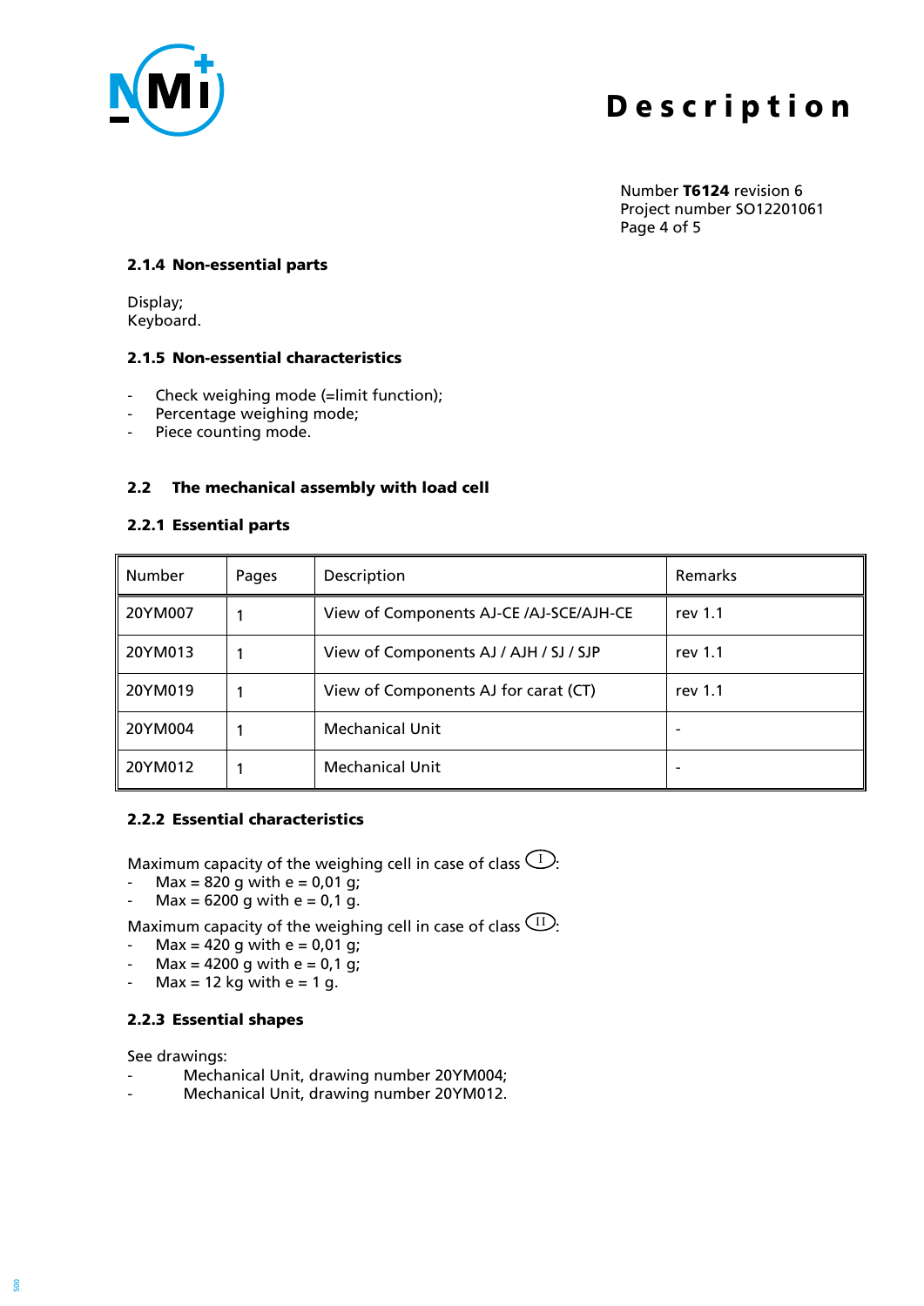#### 2.1.4 Non-essential parts

Display;
Keyboard.

#### 2.1.5 Non-essential characteristics

- Check weighing mode (=limit function);
- Percentage weighing mode;
- Piece counting mode.

### 2.2 The mechanical assembly with load cell

#### 2.2.1 Essential parts

| Number | Pages | Description | Remarks |
|---|---|---|---|
| 20YM007 | 1 | View of Components AJ-CE /AJ-SCE/AJH-CE | rev 1.1 |
| 20YM013 | 1 | View of Components AJ / AJH / SJ / SJP | rev 1.1 |
| 20YM019 | 1 | View of Components AJ for carat (CT) | rev 1.1 |
| 20YM004 | 1 | Mechanical Unit | - |
| 20YM012 | 1 | Mechanical Unit | - |

#### 2.2.2 Essential characteristics

Maximum capacity of the weighing cell in case of class (I):

- Max = 820 g with e = 0,01 g;
- Max = 6200 g with e = 0,1 g.

Maximum capacity of the weighing cell in case of class (II):

- Max = 420 g with e = 0,01 g;
- Max = 4200 g with e = 0,1 g;
- Max = 12 kg with e = 1 g.

#### 2.2.3 Essential shapes

See drawings:

- Mechanical Unit, drawing number 20YM004;
- Mechanical Unit, drawing number 20YM012.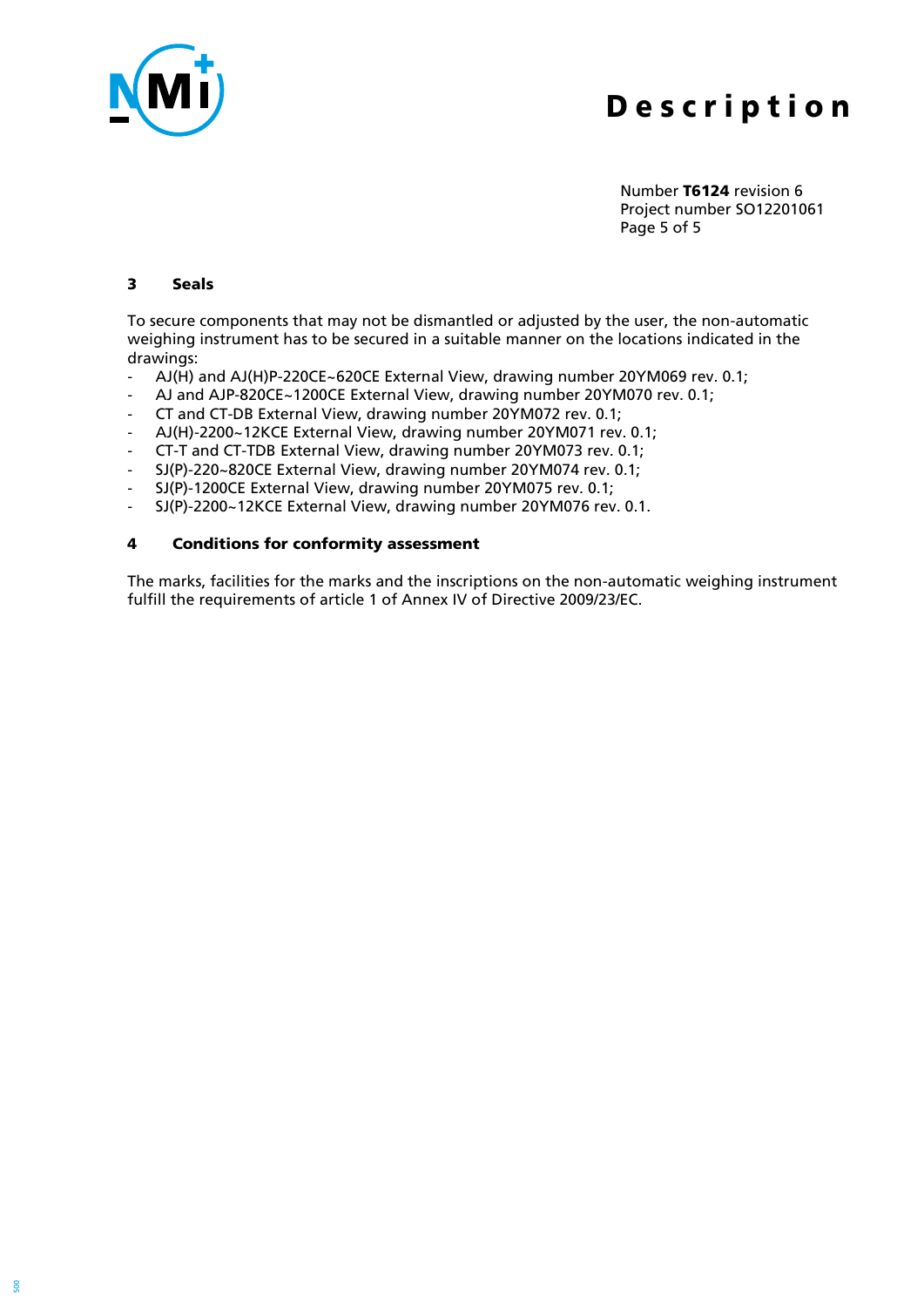## 3 Seals

To secure components that may not be dismantled or adjusted by the user, the non-automatic weighing instrument has to be secured in a suitable manner on the locations indicated in the drawings:

- AJ(H) and AJ(H)P-220CE~620CE External View, drawing number 20YM069 rev. 0.1;
- AJ and AJP-820CE~1200CE External View, drawing number 20YM070 rev. 0.1;
- CT and CT-DB External View, drawing number 20YM072 rev. 0.1;
- AJ(H)-2200~12KCE External View, drawing number 20YM071 rev. 0.1;
- CT-T and CT-TDB External View, drawing number 20YM073 rev. 0.1;
- SJ(P)-220~820CE External View, drawing number 20YM074 rev. 0.1;
- SJ(P)-1200CE External View, drawing number 20YM075 rev. 0.1;
- SJ(P)-2200~12KCE External View, drawing number 20YM076 rev. 0.1.

## 4 Conditions for conformity assessment

The marks, facilities for the marks and the inscriptions on the non-automatic weighing instrument fulfill the requirements of article 1 of Annex IV of Directive 2009/23/EC.